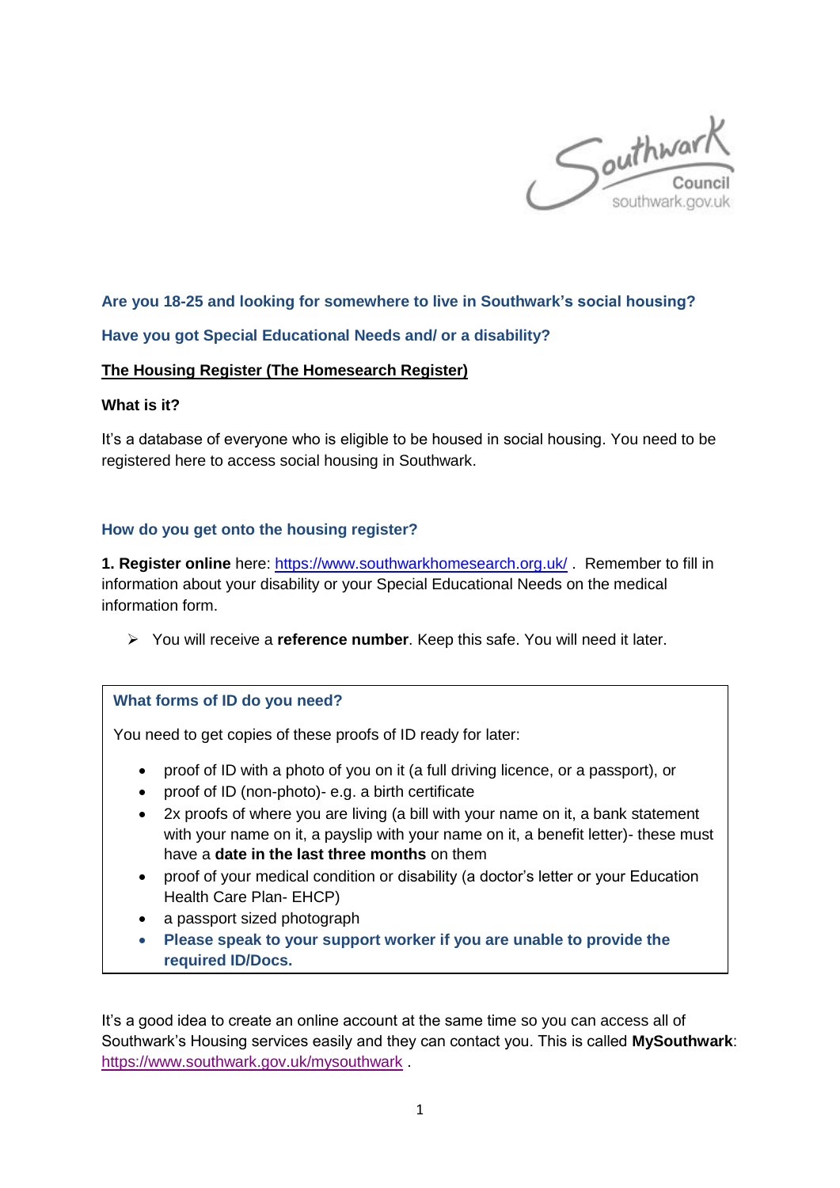**Are you 18-25 and looking for somewhere to live in Southwark's social housing?**

**Have you got Special Educational Needs and/ or a disability?**

## The Housing Register (The Homesearch Register)

### What is it?

It's a database of everyone who is eligible to be housed in social housing. You need to be registered here to access social housing in Southwark.

### How do you get onto the housing register?

**1. Register online** here: https://www.southwarkhomesearch.org.uk/ . Remember to fill in information about your disability or your Special Educational Needs on the medical information form.

- You will receive a **reference number**. Keep this safe. You will need it later.

---

**What forms of ID do you need?**

You need to get copies of these proofs of ID ready for later:

- proof of ID with a photo of you on it (a full driving licence, or a passport), or
- proof of ID (non-photo)- e.g. a birth certificate
- 2x proofs of where you are living (a bill with your name on it, a bank statement with your name on it, a payslip with your name on it, a benefit letter)- these must have a **date in the last three months** on them
- proof of your medical condition or disability (a doctor's letter or your Education Health Care Plan- EHCP)
- a passport sized photograph
- **Please speak to your support worker if you are unable to provide the required ID/Docs.**

---

It's a good idea to create an online account at the same time so you can access all of Southwark's Housing services easily and they can contact you. This is called **MySouthwark**: https://www.southwark.gov.uk/mysouthwark .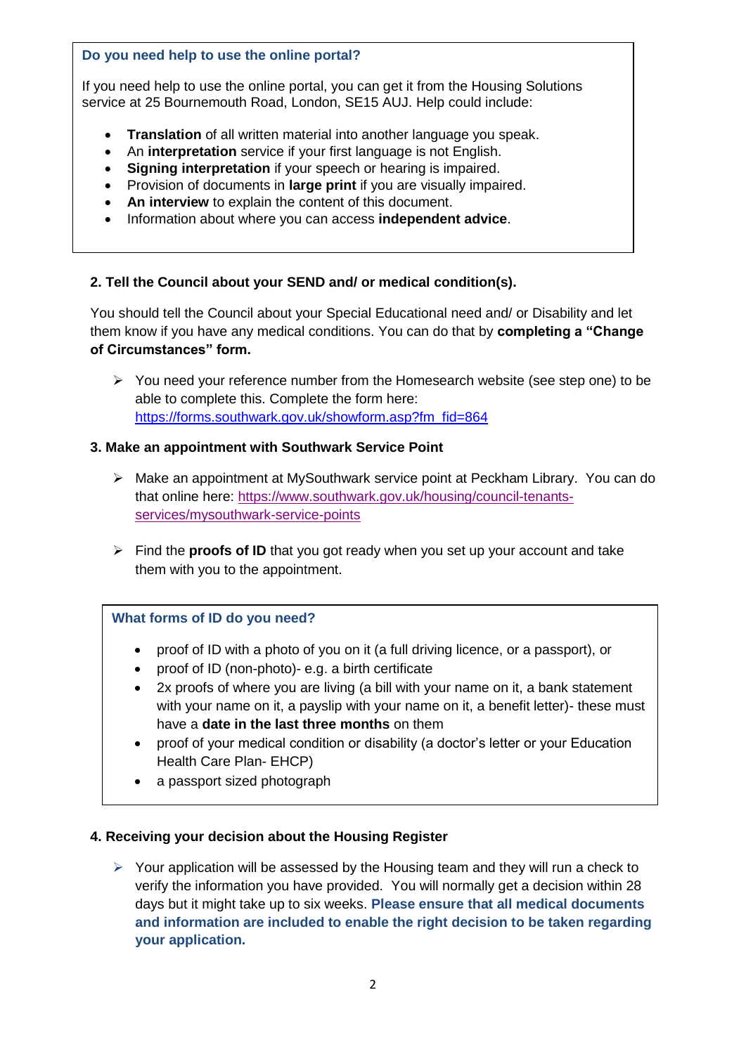**Do you need help to use the online portal?**

If you need help to use the online portal, you can get it from the Housing Solutions service at 25 Bournemouth Road, London, SE15 AUJ. Help could include:

- **Translation** of all written material into another language you speak.
- An **interpretation** service if your first language is not English.
- **Signing interpretation** if your speech or hearing is impaired.
- Provision of documents in **large print** if you are visually impaired.
- **An interview** to explain the content of this document.
- Information about where you can access **independent advice**.

### 2. Tell the Council about your SEND and/ or medical condition(s).

You should tell the Council about your Special Educational need and/ or Disability and let them know if you have any medical conditions. You can do that by **completing a "Change of Circumstances" form.**

- You need your reference number from the Homesearch website (see step one) to be able to complete this. Complete the form here: https://forms.southwark.gov.uk/showform.asp?fm_fid=864

### 3. Make an appointment with Southwark Service Point

- Make an appointment at MySouthwark service point at Peckham Library. You can do that online here: https://www.southwark.gov.uk/housing/council-tenants-services/mysouthwark-service-points
- Find the **proofs of ID** that you got ready when you set up your account and take them with you to the appointment.

**What forms of ID do you need?**

- proof of ID with a photo of you on it (a full driving licence, or a passport), or
- proof of ID (non-photo)- e.g. a birth certificate
- 2x proofs of where you are living (a bill with your name on it, a bank statement with your name on it, a payslip with your name on it, a benefit letter)- these must have a **date in the last three months** on them
- proof of your medical condition or disability (a doctor's letter or your Education Health Care Plan- EHCP)
- a passport sized photograph

### 4. Receiving your decision about the Housing Register

- Your application will be assessed by the Housing team and they will run a check to verify the information you have provided. You will normally get a decision within 28 days but it might take up to six weeks. **Please ensure that all medical documents and information are included to enable the right decision to be taken regarding your application.**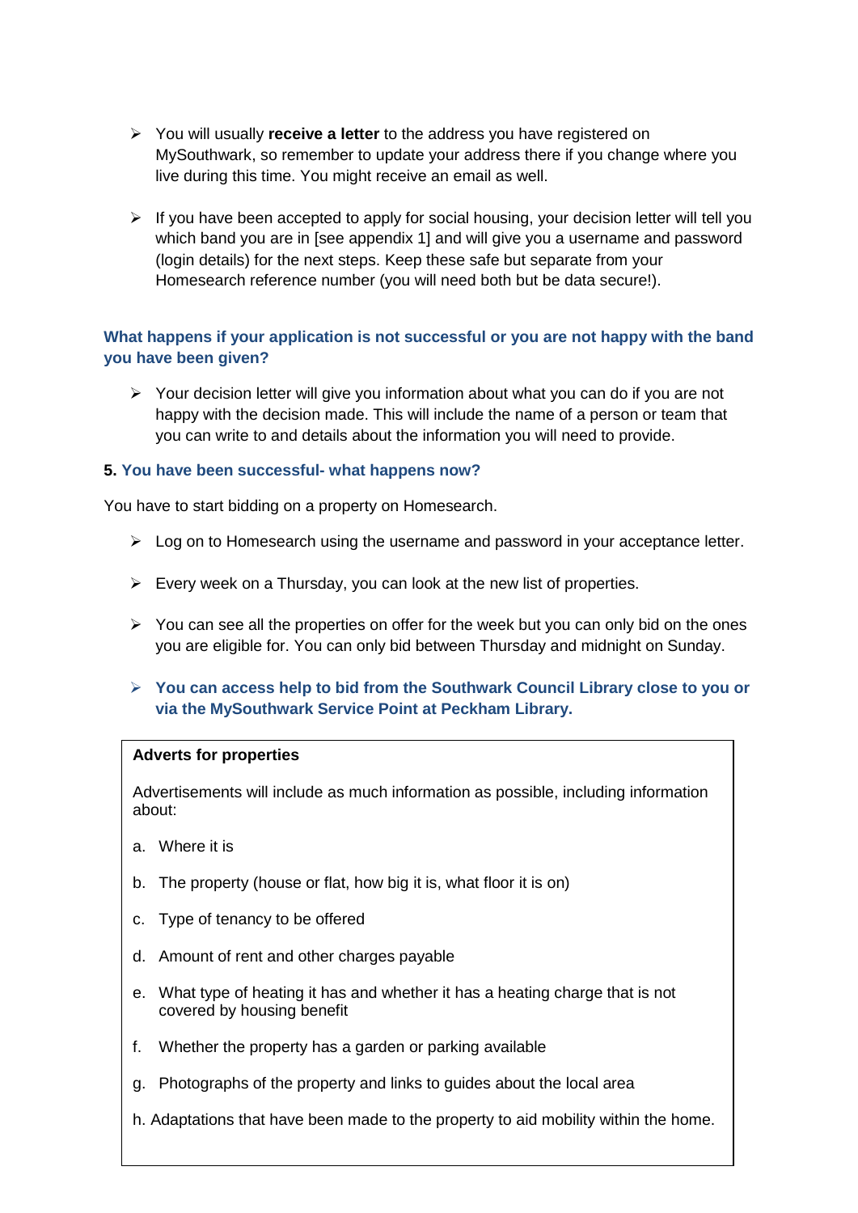- You will usually **receive a letter** to the address you have registered on MySouthwark, so remember to update your address there if you change where you live during this time. You might receive an email as well.

- If you have been accepted to apply for social housing, your decision letter will tell you which band you are in [see appendix 1] and will give you a username and password (login details) for the next steps. Keep these safe but separate from your Homesearch reference number (you will need both but be data secure!).

### What happens if your application is not successful or you are not happy with the band you have been given?

- Your decision letter will give you information about what you can do if you are not happy with the decision made. This will include the name of a person or team that you can write to and details about the information you will need to provide.

## 5. You have been successful- what happens now?

You have to start bidding on a property on Homesearch.

- Log on to Homesearch using the username and password in your acceptance letter.

- Every week on a Thursday, you can look at the new list of properties.

- You can see all the properties on offer for the week but you can only bid on the ones you are eligible for. You can only bid between Thursday and midnight on Sunday.

- **You can access help to bid from the Southwark Council Library close to you or via the MySouthwark Service Point at Peckham Library.**

**Adverts for properties**

Advertisements will include as much information as possible, including information about:

a. Where it is

b. The property (house or flat, how big it is, what floor it is on)

c. Type of tenancy to be offered

d. Amount of rent and other charges payable

e. What type of heating it has and whether it has a heating charge that is not covered by housing benefit

f. Whether the property has a garden or parking available

g. Photographs of the property and links to guides about the local area

h. Adaptations that have been made to the property to aid mobility within the home.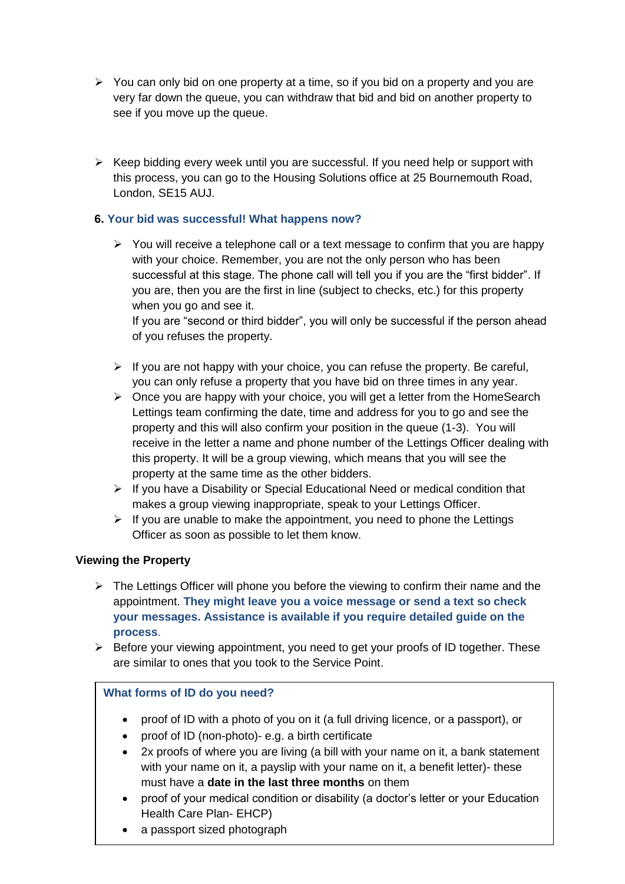- You can only bid on one property at a time, so if you bid on a property and you are very far down the queue, you can withdraw that bid and bid on another property to see if you move up the queue.

- Keep bidding every week until you are successful. If you need help or support with this process, you can go to the Housing Solutions office at 25 Bournemouth Road, London, SE15 AUJ.

### 6. Your bid was successful! What happens now?

- You will receive a telephone call or a text message to confirm that you are happy with your choice. Remember, you are not the only person who has been successful at this stage. The phone call will tell you if you are the "first bidder". If you are, then you are the first in line (subject to checks, etc.) for this property when you go and see it.
  If you are "second or third bidder", you will only be successful if the person ahead of you refuses the property.

- If you are not happy with your choice, you can refuse the property. Be careful, you can only refuse a property that you have bid on three times in any year.
- Once you are happy with your choice, you will get a letter from the HomeSearch Lettings team confirming the date, time and address for you to go and see the property and this will also confirm your position in the queue (1-3). You will receive in the letter a name and phone number of the Lettings Officer dealing with this property. It will be a group viewing, which means that you will see the property at the same time as the other bidders.
- If you have a Disability or Special Educational Need or medical condition that makes a group viewing inappropriate, speak to your Lettings Officer.
- If you are unable to make the appointment, you need to phone the Lettings Officer as soon as possible to let them know.

**Viewing the Property**

- The Lettings Officer will phone you before the viewing to confirm their name and the appointment. **They might leave you a voice message or send a text so check your messages. Assistance is available if you require detailed guide on the process**.
- Before your viewing appointment, you need to get your proofs of ID together. These are similar to ones that you took to the Service Point.

**What forms of ID do you need?**

- proof of ID with a photo of you on it (a full driving licence, or a passport), or
- proof of ID (non-photo)- e.g. a birth certificate
- 2x proofs of where you are living (a bill with your name on it, a bank statement with your name on it, a payslip with your name on it, a benefit letter)- these must have a **date in the last three months** on them
- proof of your medical condition or disability (a doctor's letter or your Education Health Care Plan- EHCP)
- a passport sized photograph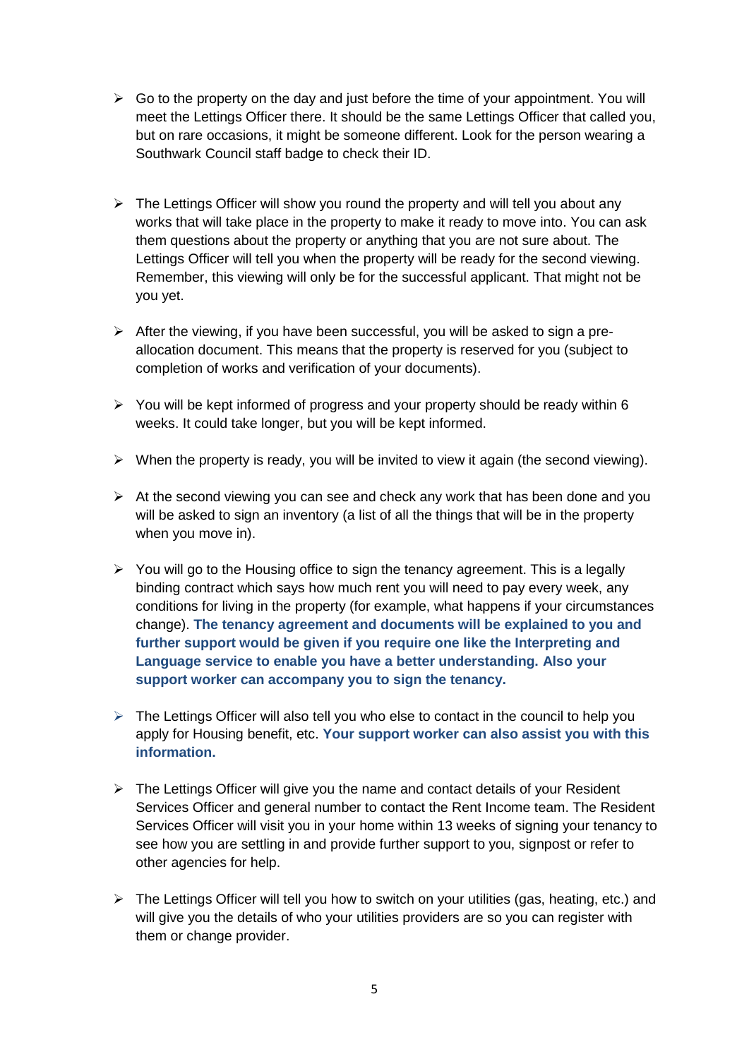- Go to the property on the day and just before the time of your appointment. You will meet the Lettings Officer there. It should be the same Lettings Officer that called you, but on rare occasions, it might be someone different. Look for the person wearing a Southwark Council staff badge to check their ID.

- The Lettings Officer will show you round the property and will tell you about any works that will take place in the property to make it ready to move into. You can ask them questions about the property or anything that you are not sure about. The Lettings Officer will tell you when the property will be ready for the second viewing. Remember, this viewing will only be for the successful applicant. That might not be you yet.

- After the viewing, if you have been successful, you will be asked to sign a pre-allocation document. This means that the property is reserved for you (subject to completion of works and verification of your documents).

- You will be kept informed of progress and your property should be ready within 6 weeks. It could take longer, but you will be kept informed.

- When the property is ready, you will be invited to view it again (the second viewing).

- At the second viewing you can see and check any work that has been done and you will be asked to sign an inventory (a list of all the things that will be in the property when you move in).

- You will go to the Housing office to sign the tenancy agreement. This is a legally binding contract which says how much rent you will need to pay every week, any conditions for living in the property (for example, what happens if your circumstances change). **The tenancy agreement and documents will be explained to you and further support would be given if you require one like the Interpreting and Language service to enable you have a better understanding. Also your support worker can accompany you to sign the tenancy.**

- The Lettings Officer will also tell you who else to contact in the council to help you apply for Housing benefit, etc. **Your support worker can also assist you with this information.**

- The Lettings Officer will give you the name and contact details of your Resident Services Officer and general number to contact the Rent Income team. The Resident Services Officer will visit you in your home within 13 weeks of signing your tenancy to see how you are settling in and provide further support to you, signpost or refer to other agencies for help.

- The Lettings Officer will tell you how to switch on your utilities (gas, heating, etc.) and will give you the details of who your utilities providers are so you can register with them or change provider.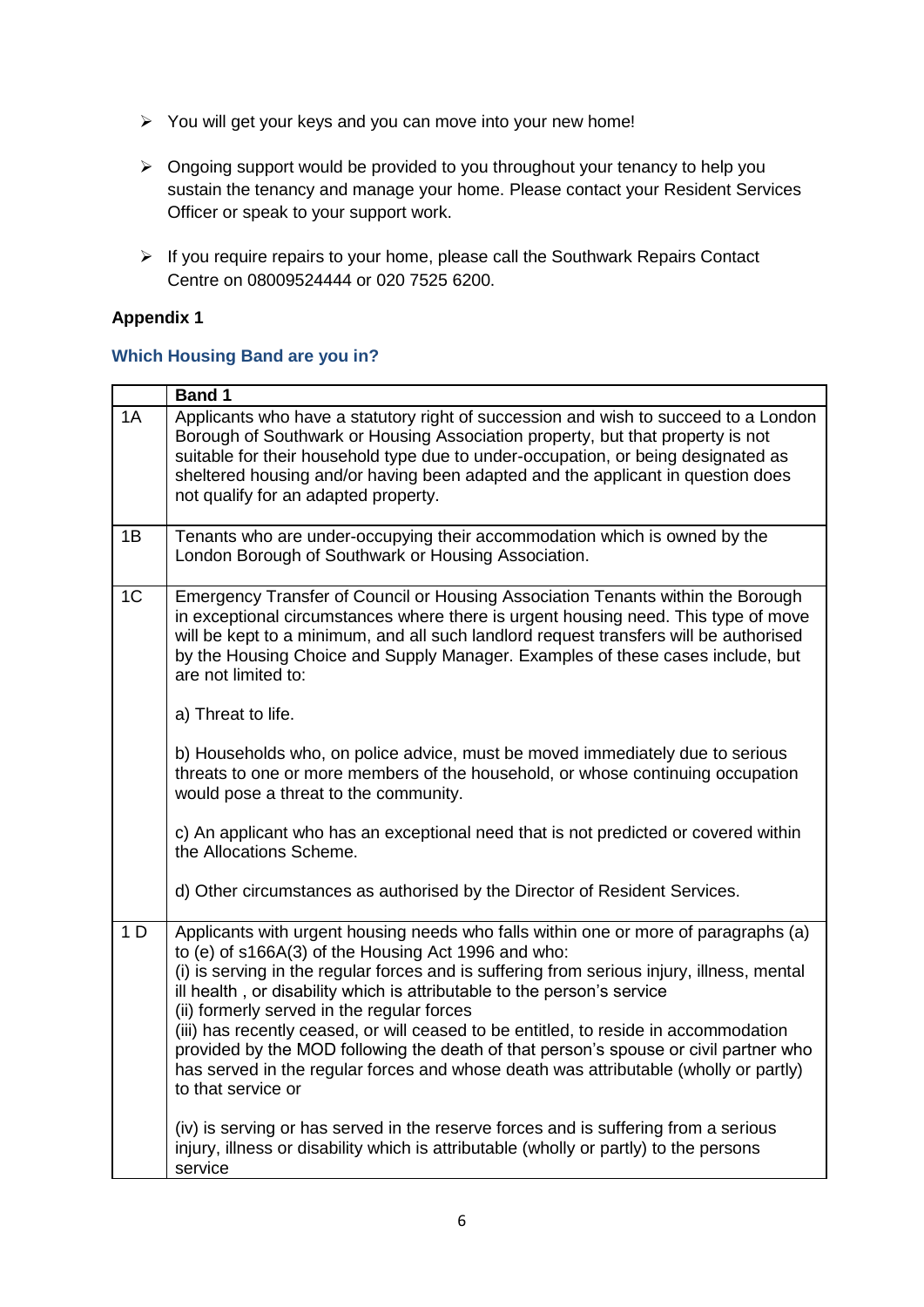- You will get your keys and you can move into your new home!

- Ongoing support would be provided to you throughout your tenancy to help you sustain the tenancy and manage your home. Please contact your Resident Services Officer or speak to your support work.

- If you require repairs to your home, please call the Southwark Repairs Contact Centre on 08009524444 or 020 7525 6200.

**Appendix 1**

### Which Housing Band are you in?

| | **Band 1** |
|---|---|
| 1A | Applicants who have a statutory right of succession and wish to succeed to a London Borough of Southwark or Housing Association property, but that property is not suitable for their household type due to under-occupation, or being designated as sheltered housing and/or having been adapted and the applicant in question does not qualify for an adapted property. |
| 1B | Tenants who are under-occupying their accommodation which is owned by the London Borough of Southwark or Housing Association. |
| 1C | Emergency Transfer of Council or Housing Association Tenants within the Borough in exceptional circumstances where there is urgent housing need. This type of move will be kept to a minimum, and all such landlord request transfers will be authorised by the Housing Choice and Supply Manager. Examples of these cases include, but are not limited to:<br><br>a) Threat to life.<br><br>b) Households who, on police advice, must be moved immediately due to serious threats to one or more members of the household, or whose continuing occupation would pose a threat to the community.<br><br>c) An applicant who has an exceptional need that is not predicted or covered within the Allocations Scheme.<br><br>d) Other circumstances as authorised by the Director of Resident Services. |
| 1 D | Applicants with urgent housing needs who falls within one or more of paragraphs (a) to (e) of s166A(3) of the Housing Act 1996 and who:<br>(i) is serving in the regular forces and is suffering from serious injury, illness, mental ill health , or disability which is attributable to the person's service<br>(ii) formerly served in the regular forces<br>(iii) has recently ceased, or will ceased to be entitled, to reside in accommodation provided by the MOD following the death of that person's spouse or civil partner who has served in the regular forces and whose death was attributable (wholly or partly) to that service or<br><br>(iv) is serving or has served in the reserve forces and is suffering from a serious injury, illness or disability which is attributable (wholly or partly) to the persons service |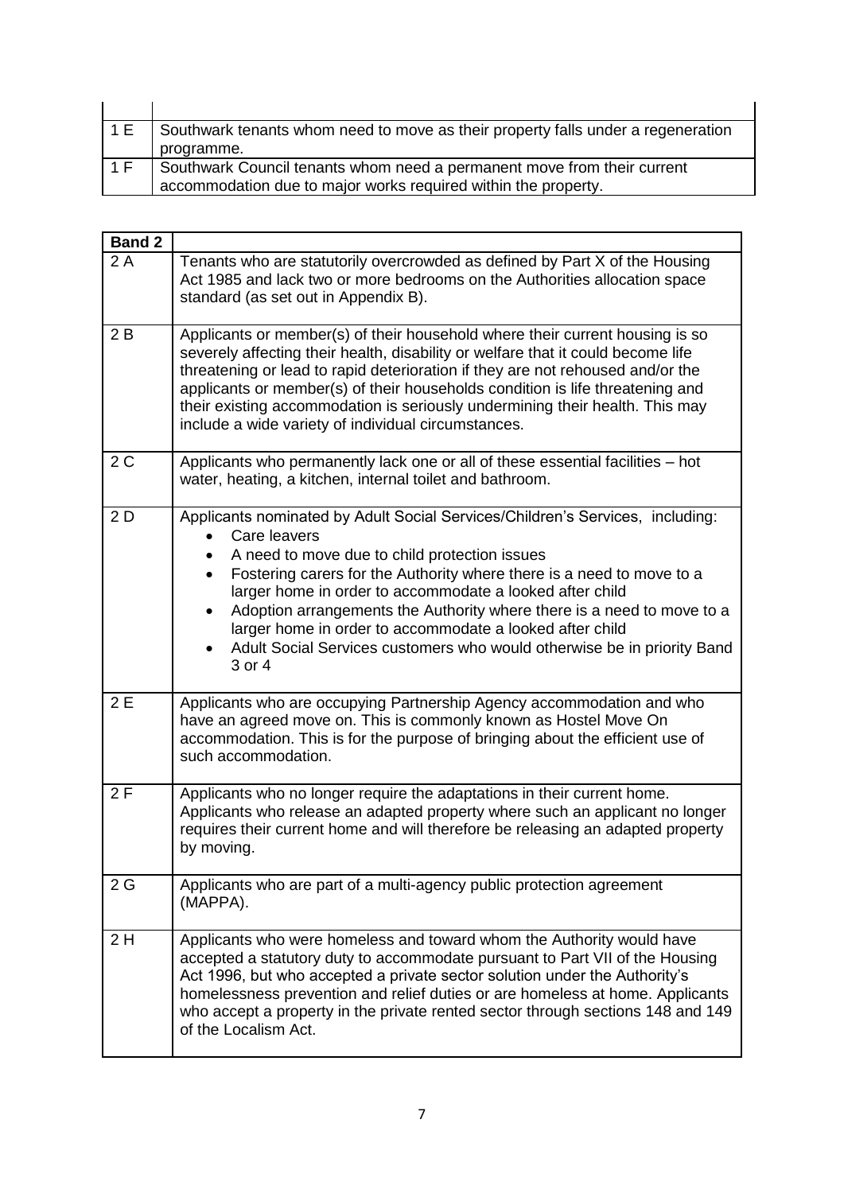| | |
|---|---|
| 1 E | Southwark tenants whom need to move as their property falls under a regeneration programme. |
| 1 F | Southwark Council tenants whom need a permanent move from their current accommodation due to major works required within the property. |

| **Band 2** | |
|---|---|
| 2 A | Tenants who are statutorily overcrowded as defined by Part X of the Housing Act 1985 and lack two or more bedrooms on the Authorities allocation space standard (as set out in Appendix B). |
| 2 B | Applicants or member(s) of their household where their current housing is so severely affecting their health, disability or welfare that it could become life threatening or lead to rapid deterioration if they are not rehoused and/or the applicants or member(s) of their households condition is life threatening and their existing accommodation is seriously undermining their health. This may include a wide variety of individual circumstances. |
| 2 C | Applicants who permanently lack one or all of these essential facilities – hot water, heating, a kitchen, internal toilet and bathroom. |
| 2 D | Applicants nominated by Adult Social Services/Children's Services, including:<br>• Care leavers<br>• A need to move due to child protection issues<br>• Fostering carers for the Authority where there is a need to move to a larger home in order to accommodate a looked after child<br>• Adoption arrangements the Authority where there is a need to move to a larger home in order to accommodate a looked after child<br>• Adult Social Services customers who would otherwise be in priority Band 3 or 4 |
| 2 E | Applicants who are occupying Partnership Agency accommodation and who have an agreed move on. This is commonly known as Hostel Move On accommodation. This is for the purpose of bringing about the efficient use of such accommodation. |
| 2 F | Applicants who no longer require the adaptations in their current home. Applicants who release an adapted property where such an applicant no longer requires their current home and will therefore be releasing an adapted property by moving. |
| 2 G | Applicants who are part of a multi-agency public protection agreement (MAPPA). |
| 2 H | Applicants who were homeless and toward whom the Authority would have accepted a statutory duty to accommodate pursuant to Part VII of the Housing Act 1996, but who accepted a private sector solution under the Authority's homelessness prevention and relief duties or are homeless at home. Applicants who accept a property in the private rented sector through sections 148 and 149 of the Localism Act. |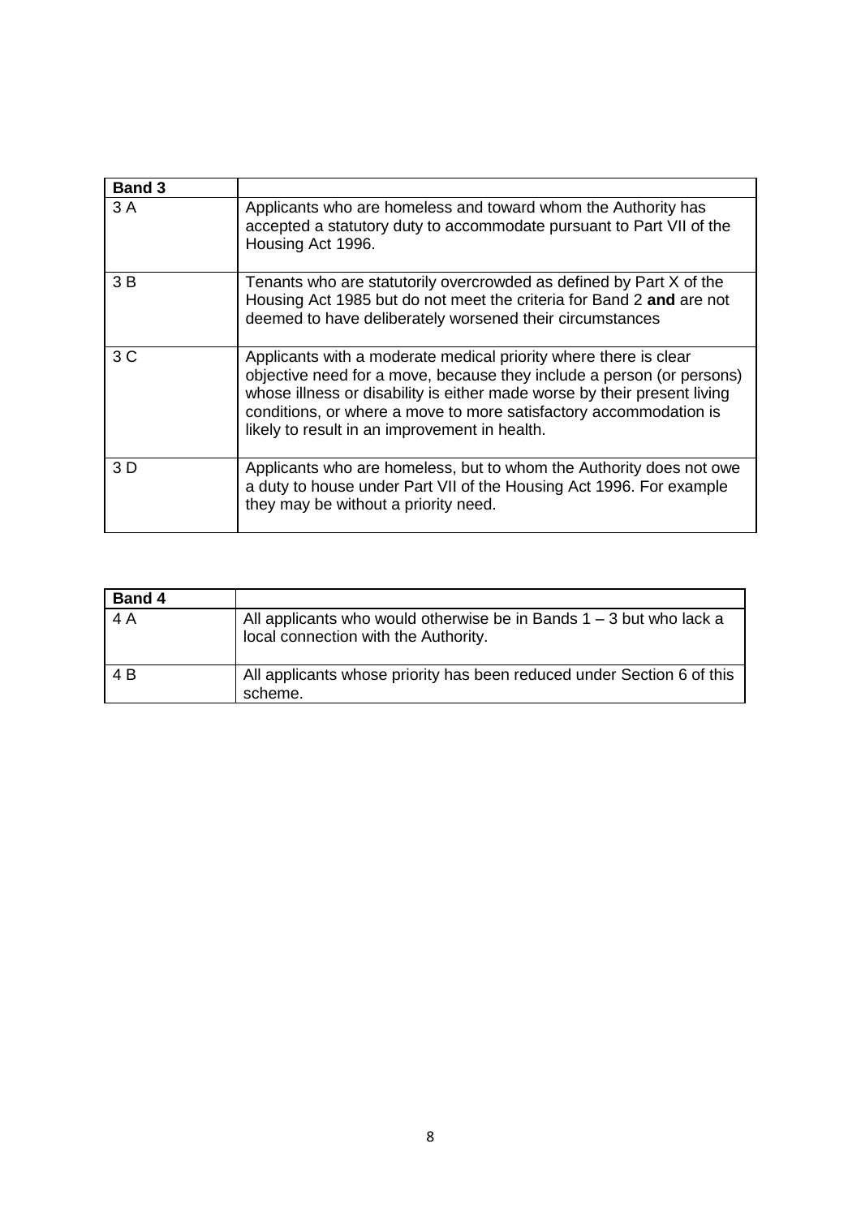| Band 3 | |
|---|---|
| 3 A | Applicants who are homeless and toward whom the Authority has accepted a statutory duty to accommodate pursuant to Part VII of the Housing Act 1996. |
| 3 B | Tenants who are statutorily overcrowded as defined by Part X of the Housing Act 1985 but do not meet the criteria for Band 2 **and** are not deemed to have deliberately worsened their circumstances |
| 3 C | Applicants with a moderate medical priority where there is clear objective need for a move, because they include a person (or persons) whose illness or disability is either made worse by their present living conditions, or where a move to more satisfactory accommodation is likely to result in an improvement in health. |
| 3 D | Applicants who are homeless, but to whom the Authority does not owe a duty to house under Part VII of the Housing Act 1996. For example they may be without a priority need. |

| Band 4 | |
|---|---|
| 4 A | All applicants who would otherwise be in Bands 1 – 3 but who lack a local connection with the Authority. |
| 4 B | All applicants whose priority has been reduced under Section 6 of this scheme. |